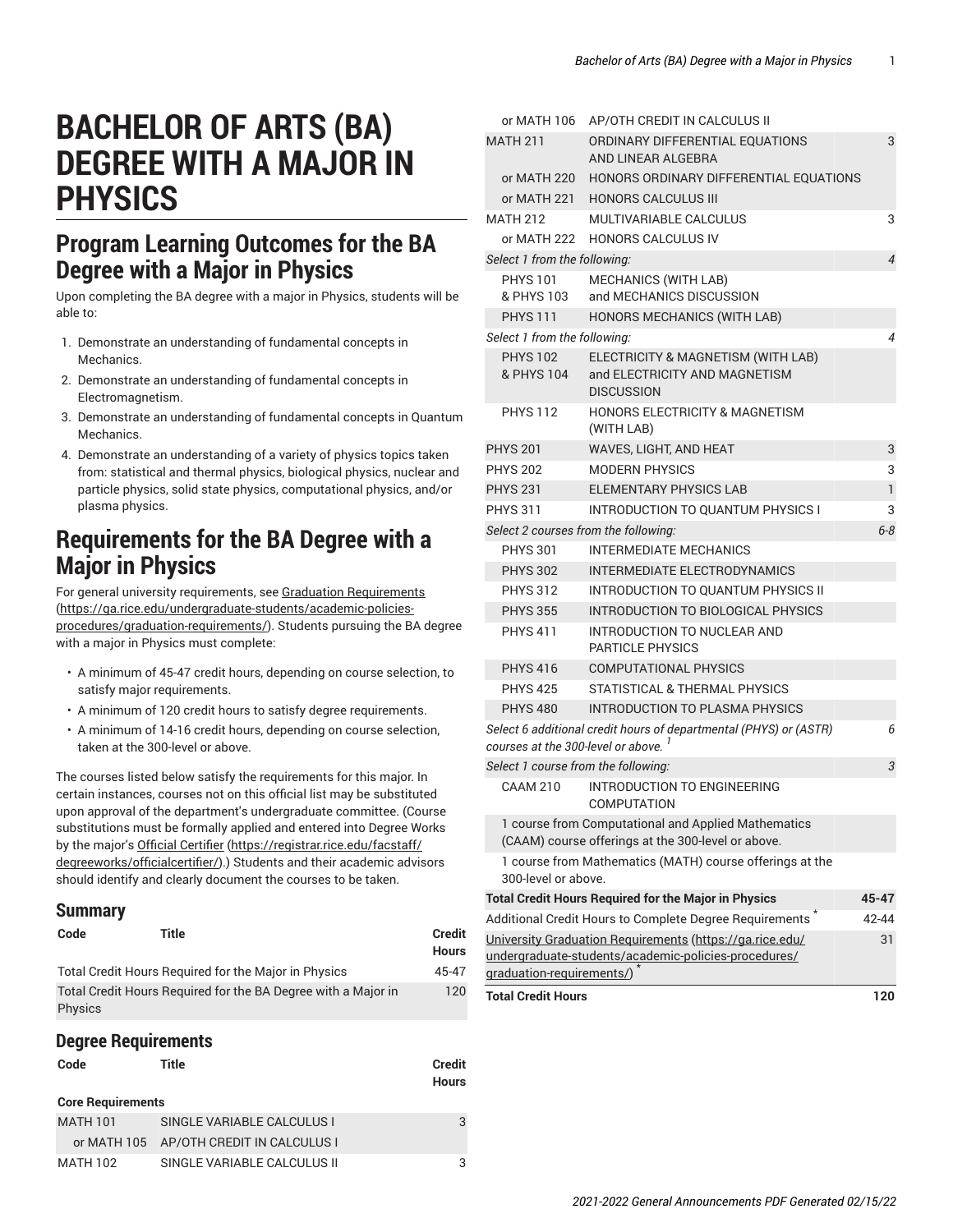# BACHELOR OF ARTS (BA) DEGREE WITH A MAJOR IN PHYSICS

## Program Learning Outcomes for the BA Degree with a Major in Physics

Upon completing the BA degree with a major in Physics, students will be able to:

1. Demonstrate an understanding of fundamental concepts in Mechanics.
2. Demonstrate an understanding of fundamental concepts in Electromagnetism.
3. Demonstrate an understanding of fundamental concepts in Quantum Mechanics.
4. Demonstrate an understanding of a variety of physics topics taken from: statistical and thermal physics, biological physics, nuclear and particle physics, solid state physics, computational physics, and/or plasma physics.

## Requirements for the BA Degree with a Major in Physics

For general university requirements, see Graduation Requirements (https://ga.rice.edu/undergraduate-students/academic-policies-procedures/graduation-requirements/). Students pursuing the BA degree with a major in Physics must complete:

- A minimum of 45-47 credit hours, depending on course selection, to satisfy major requirements.
- A minimum of 120 credit hours to satisfy degree requirements.
- A minimum of 14-16 credit hours, depending on course selection, taken at the 300-level or above.

The courses listed below satisfy the requirements for this major. In certain instances, courses not on this official list may be substituted upon approval of the department's undergraduate committee. (Course substitutions must be formally applied and entered into Degree Works by the major's Official Certifier (https://registrar.rice.edu/facstaff/degreeworks/officialcertifier/).) Students and their academic advisors should identify and clearly document the courses to be taken.

### Summary

| Code | Title | Credit Hours |
|---|---|---|
| Total Credit Hours Required for the Major in Physics | | 45-47 |
| Total Credit Hours Required for the BA Degree with a Major in Physics | | 120 |

### Degree Requirements

| Code | Title | Credit Hours |
|---|---|---|
| **Core Requirements** | | |
| MATH 101 | SINGLE VARIABLE CALCULUS I | 3 |
| or MATH 105 | AP/OTH CREDIT IN CALCULUS I | |
| MATH 102 | SINGLE VARIABLE CALCULUS II | 3 |
| or MATH 106 | AP/OTH CREDIT IN CALCULUS II | |
| MATH 211 | ORDINARY DIFFERENTIAL EQUATIONS AND LINEAR ALGEBRA | 3 |
| or MATH 220 | HONORS ORDINARY DIFFERENTIAL EQUATIONS | |
| or MATH 221 | HONORS CALCULUS III | |
| MATH 212 | MULTIVARIABLE CALCULUS | 3 |
| or MATH 222 | HONORS CALCULUS IV | |
| *Select 1 from the following:* | | *4* |
| PHYS 101 & PHYS 103 | MECHANICS (WITH LAB) and MECHANICS DISCUSSION | |
| PHYS 111 | HONORS MECHANICS (WITH LAB) | |
| *Select 1 from the following:* | | *4* |
| PHYS 102 & PHYS 104 | ELECTRICITY & MAGNETISM (WITH LAB) and ELECTRICITY AND MAGNETISM DISCUSSION | |
| PHYS 112 | HONORS ELECTRICITY & MAGNETISM (WITH LAB) | |
| PHYS 201 | WAVES, LIGHT, AND HEAT | 3 |
| PHYS 202 | MODERN PHYSICS | 3 |
| PHYS 231 | ELEMENTARY PHYSICS LAB | 1 |
| PHYS 311 | INTRODUCTION TO QUANTUM PHYSICS I | 3 |
| *Select 2 courses from the following:* | | *6-8* |
| PHYS 301 | INTERMEDIATE MECHANICS | |
| PHYS 302 | INTERMEDIATE ELECTRODYNAMICS | |
| PHYS 312 | INTRODUCTION TO QUANTUM PHYSICS II | |
| PHYS 355 | INTRODUCTION TO BIOLOGICAL PHYSICS | |
| PHYS 411 | INTRODUCTION TO NUCLEAR AND PARTICLE PHYSICS | |
| PHYS 416 | COMPUTATIONAL PHYSICS | |
| PHYS 425 | STATISTICAL & THERMAL PHYSICS | |
| PHYS 480 | INTRODUCTION TO PLASMA PHYSICS | |
| *Select 6 additional credit hours of departmental (PHYS) or (ASTR) courses at the 300-level or above.* [1] | | *6* |
| *Select 1 course from the following:* | | *3* |
| CAAM 210 | INTRODUCTION TO ENGINEERING COMPUTATION | |
| 1 course from Computational and Applied Mathematics (CAAM) course offerings at the 300-level or above. | | |
| 1 course from Mathematics (MATH) course offerings at the 300-level or above. | | |
| **Total Credit Hours Required for the Major in Physics** | | **45-47** |
| Additional Credit Hours to Complete Degree Requirements * | | 42-44 |
| University Graduation Requirements (https://ga.rice.edu/undergraduate-students/academic-policies-procedures/graduation-requirements/) * | | 31 |
| **Total Credit Hours** | | **120** |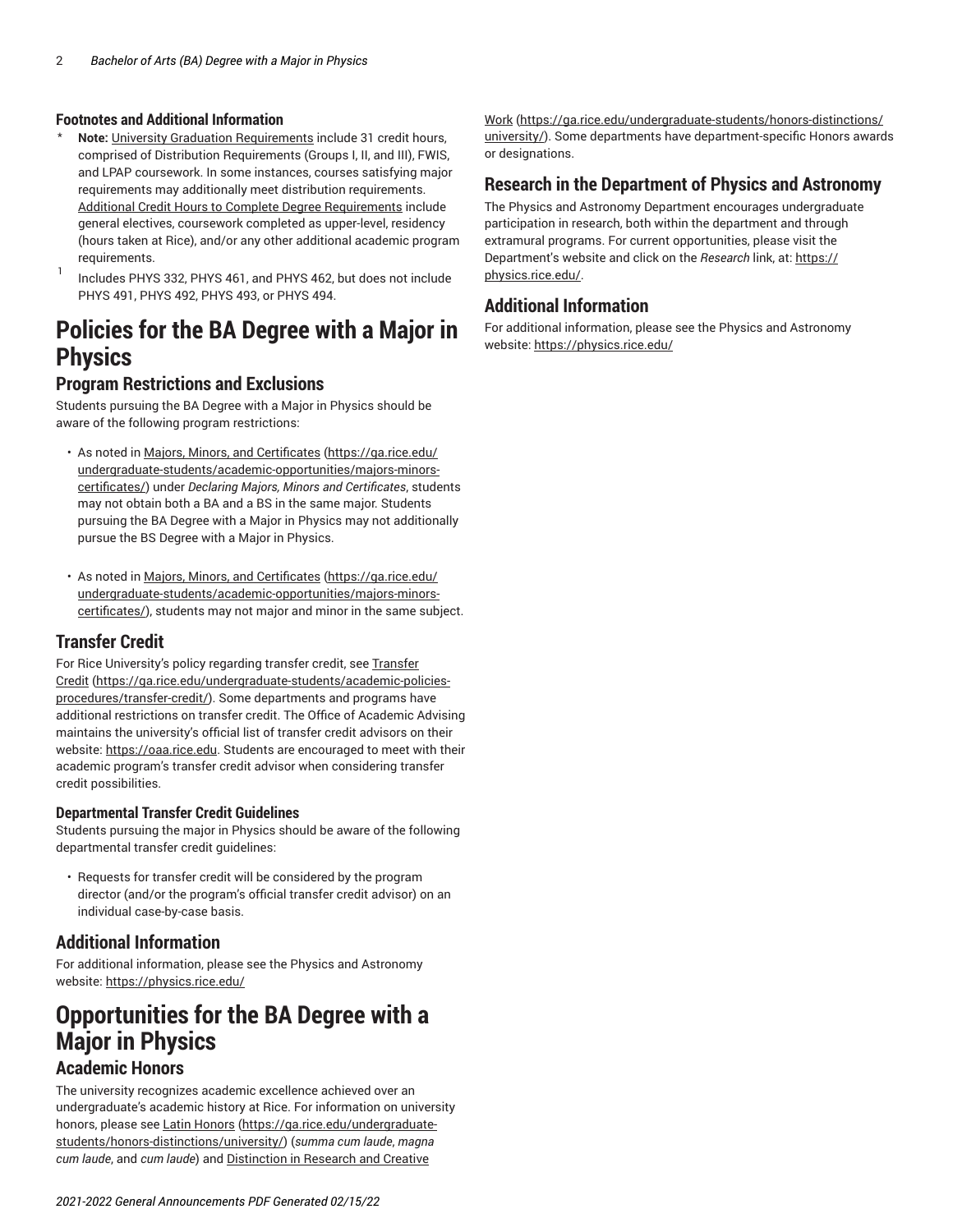### Footnotes and Additional Information

\* **Note:** University Graduation Requirements include 31 credit hours, comprised of Distribution Requirements (Groups I, II, and III), FWIS, and LPAP coursework. In some instances, courses satisfying major requirements may additionally meet distribution requirements. Additional Credit Hours to Complete Degree Requirements include general electives, coursework completed as upper-level, residency (hours taken at Rice), and/or any other additional academic program requirements.

1 Includes PHYS 332, PHYS 461, and PHYS 462, but does not include PHYS 491, PHYS 492, PHYS 493, or PHYS 494.

# Policies for the BA Degree with a Major in Physics

## Program Restrictions and Exclusions

Students pursuing the BA Degree with a Major in Physics should be aware of the following program restrictions:

- As noted in Majors, Minors, and Certificates (https://ga.rice.edu/undergraduate-students/academic-opportunities/majors-minors-certificates/) under *Declaring Majors, Minors and Certificates*, students may not obtain both a BA and a BS in the same major. Students pursuing the BA Degree with a Major in Physics may not additionally pursue the BS Degree with a Major in Physics.
- As noted in Majors, Minors, and Certificates (https://ga.rice.edu/undergraduate-students/academic-opportunities/majors-minors-certificates/), students may not major and minor in the same subject.

## Transfer Credit

For Rice University's policy regarding transfer credit, see Transfer Credit (https://ga.rice.edu/undergraduate-students/academic-policies-procedures/transfer-credit/). Some departments and programs have additional restrictions on transfer credit. The Office of Academic Advising maintains the university's official list of transfer credit advisors on their website: https://oaa.rice.edu. Students are encouraged to meet with their academic program's transfer credit advisor when considering transfer credit possibilities.

### Departmental Transfer Credit Guidelines

Students pursuing the major in Physics should be aware of the following departmental transfer credit guidelines:

- Requests for transfer credit will be considered by the program director (and/or the program's official transfer credit advisor) on an individual case-by-case basis.

## Additional Information

For additional information, please see the Physics and Astronomy website: https://physics.rice.edu/

# Opportunities for the BA Degree with a Major in Physics

## Academic Honors

The university recognizes academic excellence achieved over an undergraduate's academic history at Rice. For information on university honors, please see Latin Honors (https://ga.rice.edu/undergraduate-students/honors-distinctions/university/) (*summa cum laude*, *magna cum laude*, and *cum laude*) and Distinction in Research and Creative Work (https://ga.rice.edu/undergraduate-students/honors-distinctions/university/). Some departments have department-specific Honors awards or designations.

## Research in the Department of Physics and Astronomy

The Physics and Astronomy Department encourages undergraduate participation in research, both within the department and through extramural programs. For current opportunities, please visit the Department's website and click on the *Research* link, at: https://physics.rice.edu/.

## Additional Information

For additional information, please see the Physics and Astronomy website: https://physics.rice.edu/